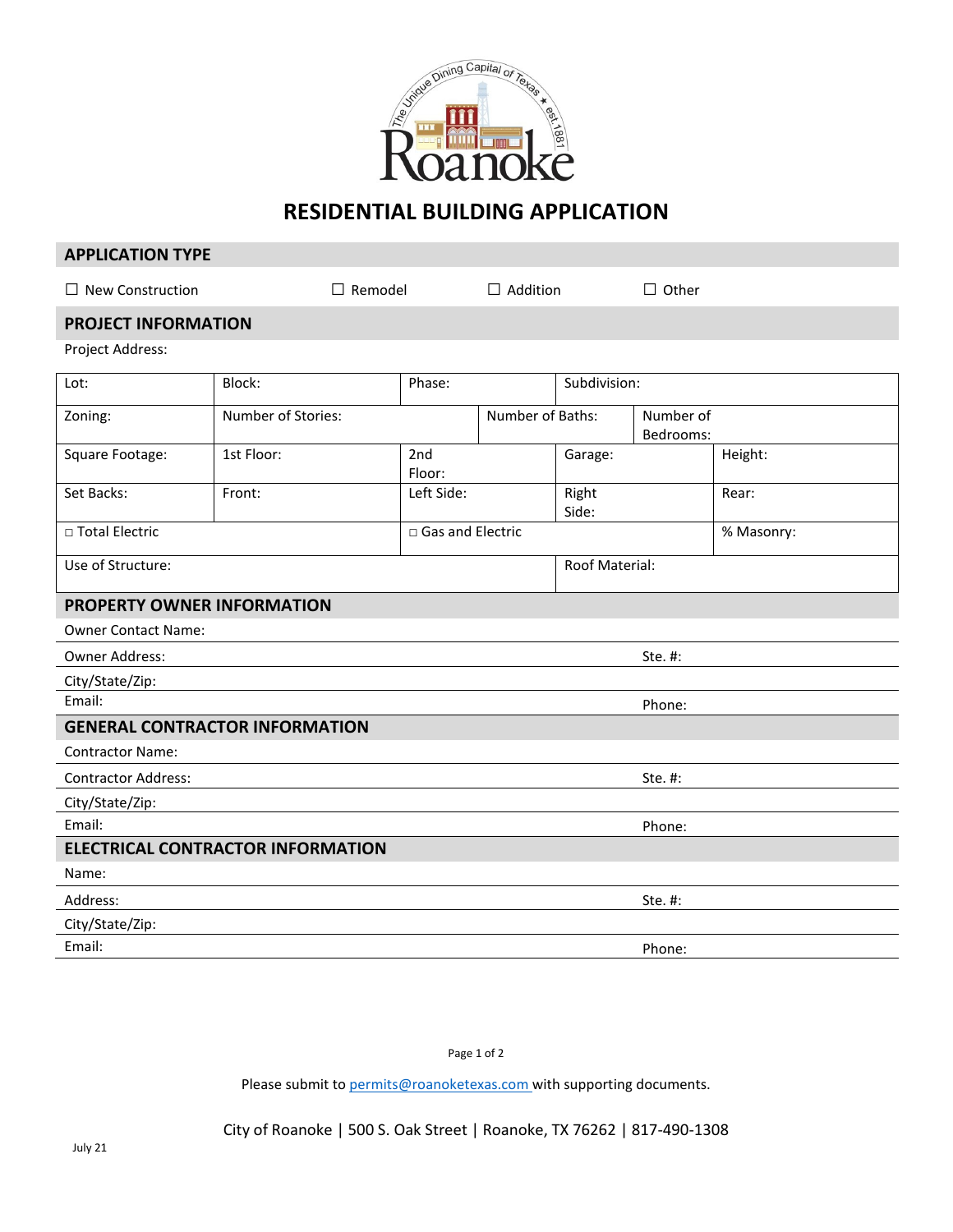# RESIDENTIAL BUILDING APPLICATION

## APPLICATION TYPE

☐ New Construction ☐ Remodel ☐ Addition ☐ Other

## PROJECT INFORMATION

Project Address:

| Lot: | Block: | Phase: | Subdivision: | |
|---|---|---|---|---|
| Zoning: | Number of Stories: | Number of Baths: | Number of Bedrooms: | |
| Square Footage: | 1st Floor: | 2nd Floor: | Garage: | Height: |
| Set Backs: | Front: | Left Side: | Right Side: | Rear: |
| □ Total Electric | | □ Gas and Electric | | % Masonry: |
| Use of Structure: | | | Roof Material: | |

## PROPERTY OWNER INFORMATION

Owner Contact Name:

Owner Address: Ste. #:

City/State/Zip:

Email: Phone:

## GENERAL CONTRACTOR INFORMATION

Contractor Name:

Contractor Address: Ste. #:

City/State/Zip:

Email: Phone:

## ELECTRICAL CONTRACTOR INFORMATION

Name:

Address: Ste. #:

City/State/Zip:

Email: Phone:

Please submit to permits@roanoketexas.com with supporting documents.

City of Roanoke | 500 S. Oak Street | Roanoke, TX 76262 | 817-490-1308

July 21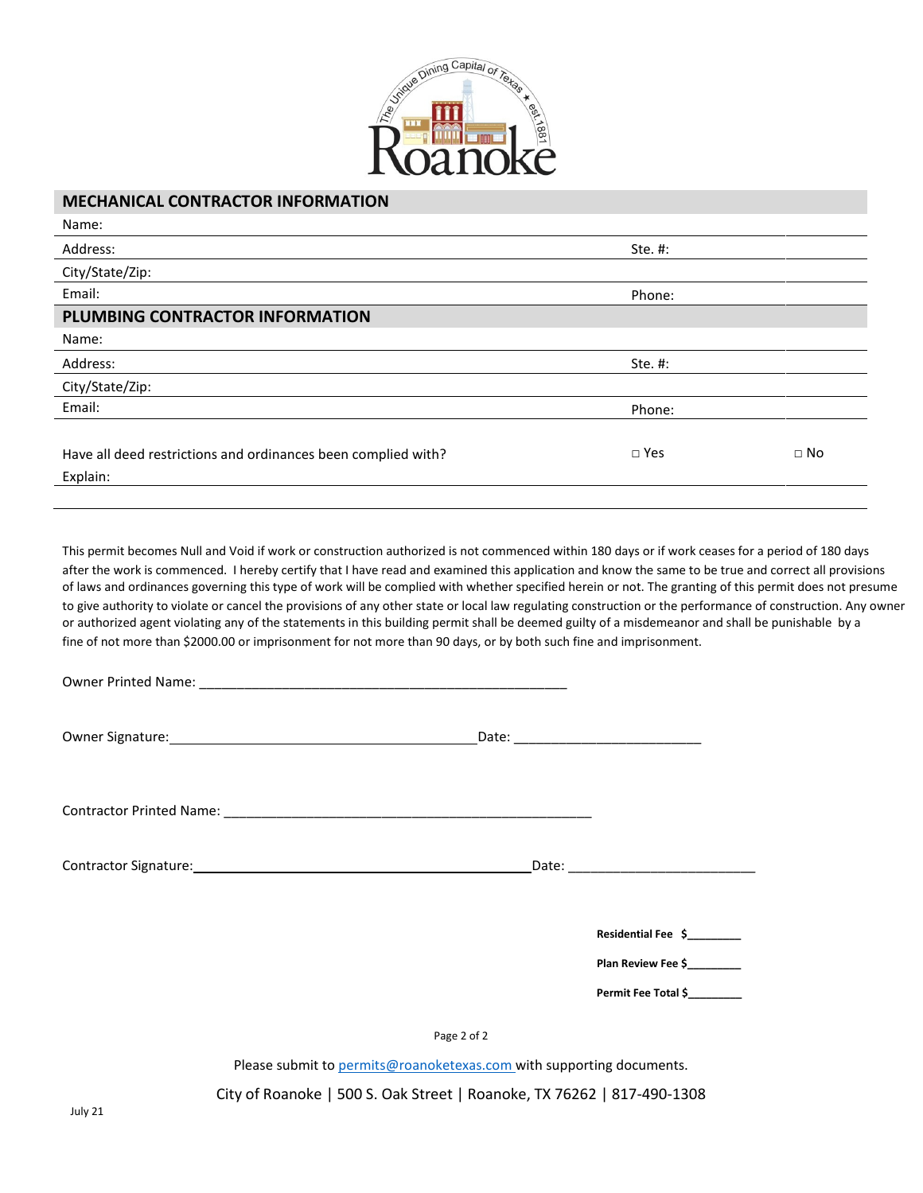## MECHANICAL CONTRACTOR INFORMATION

| | |
|---|---|
| Name: | |
| Address: | Ste. #: |
| City/State/Zip: | |
| Email: | Phone: |

## PLUMBING CONTRACTOR INFORMATION

| | |
|---|---|
| Name: | |
| Address: | Ste. #: |
| City/State/Zip: | |
| Email: | Phone: |

Have all deed restrictions and ordinances been complied with? □ Yes □ No

Explain:

This permit becomes Null and Void if work or construction authorized is not commenced within 180 days or if work ceases for a period of 180 days after the work is commenced. I hereby certify that I have read and examined this application and know the same to be true and correct all provisions of laws and ordinances governing this type of work will be complied with whether specified herein or not. The granting of this permit does not presume to give authority to violate or cancel the provisions of any other state or local law regulating construction or the performance of construction. Any owner or authorized agent violating any of the statements in this building permit shall be deemed guilty of a misdemeanor and shall be punishable by a fine of not more than $2000.00 or imprisonment for not more than 90 days, or by both such fine and imprisonment.

Owner Printed Name: ___________________________________________________

Owner Signature: ___________________________________________ Date: __________________________

Contractor Printed Name: ___________________________________________________

Contractor Signature: ___________________________________________ Date: __________________________

**Residential Fee $________**

**Plan Review Fee $________**

**Permit Fee Total $________**

Please submit to permits@roanoketexas.com with supporting documents.

City of Roanoke | 500 S. Oak Street | Roanoke, TX 76262 | 817-490-1308

July 21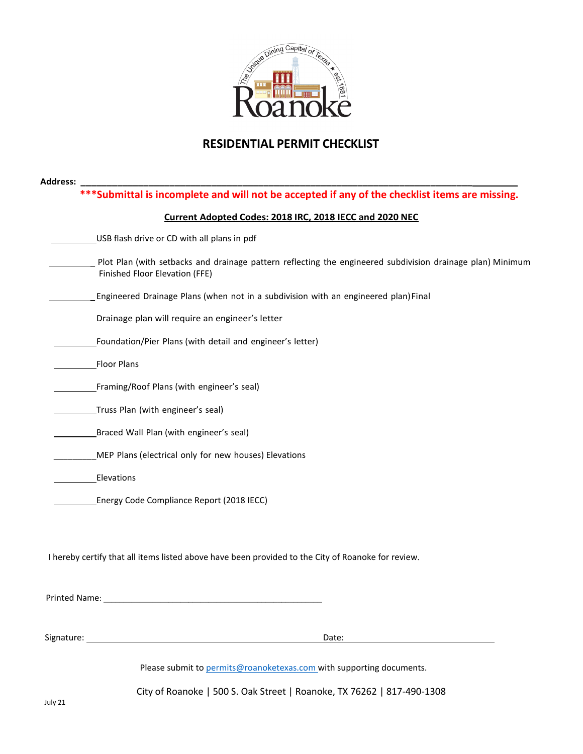# RESIDENTIAL PERMIT CHECKLIST

**Address: \_\_\_\_\_\_\_\_\_\_\_\_\_\_\_\_\_\_\_\_\_\_\_\_\_\_\_\_\_\_\_\_\_\_\_\_\_\_\_\_\_\_\_\_\_\_\_\_\_\_\_\_\_\_\_\_\_\_\_\_\_\_\_\_\_\_\_\_\_\_\_\_**

**\*\*\*Submittal is incomplete and will not be accepted if any of the checklist items are missing.**

**Current Adopted Codes: 2018 IRC, 2018 IECC and 2020 NEC**

\_\_\_\_\_\_\_\_\_\_USB flash drive or CD with all plans in pdf

\_\_\_\_\_\_\_\_\_\_ Plot Plan (with setbacks and drainage pattern reflecting the engineered subdivision drainage plan) Minimum Finished Floor Elevation (FFE)

\_\_\_\_\_\_\_\_\_\_ Engineered Drainage Plans (when not in a subdivision with an engineered plan) Final

Drainage plan will require an engineer's letter

\_\_\_\_\_\_\_\_\_\_Foundation/Pier Plans (with detail and engineer's letter)

\_\_\_\_\_\_\_\_\_\_Floor Plans

\_\_\_\_\_\_\_\_\_\_Framing/Roof Plans (with engineer's seal)

\_\_\_\_\_\_\_\_\_\_Truss Plan (with engineer's seal)

\_\_\_\_\_\_\_\_\_\_Braced Wall Plan (with engineer's seal)

\_\_\_\_\_\_\_\_\_\_MEP Plans (electrical only for new houses) Elevations

\_\_\_\_\_\_\_\_\_\_Elevations

\_\_\_\_\_\_\_\_\_\_Energy Code Compliance Report (2018 IECC)

I hereby certify that all items listed above have been provided to the City of Roanoke for review.

Printed Name: \_\_\_\_\_\_\_\_\_\_\_\_\_\_\_\_\_\_\_\_\_\_\_\_\_\_\_\_\_\_\_\_\_\_\_\_\_\_\_\_

Signature: \_\_\_\_\_\_\_\_\_\_\_\_\_\_\_\_\_\_\_\_\_\_\_\_\_\_\_\_\_\_\_\_\_\_\_\_\_\_\_\_ Date: \_\_\_\_\_\_\_\_\_\_\_\_\_\_\_\_\_\_\_\_\_\_\_\_

Please submit to permits@roanoketexas.com with supporting documents.

City of Roanoke | 500 S. Oak Street | Roanoke, TX 76262 | 817-490-1308

July 21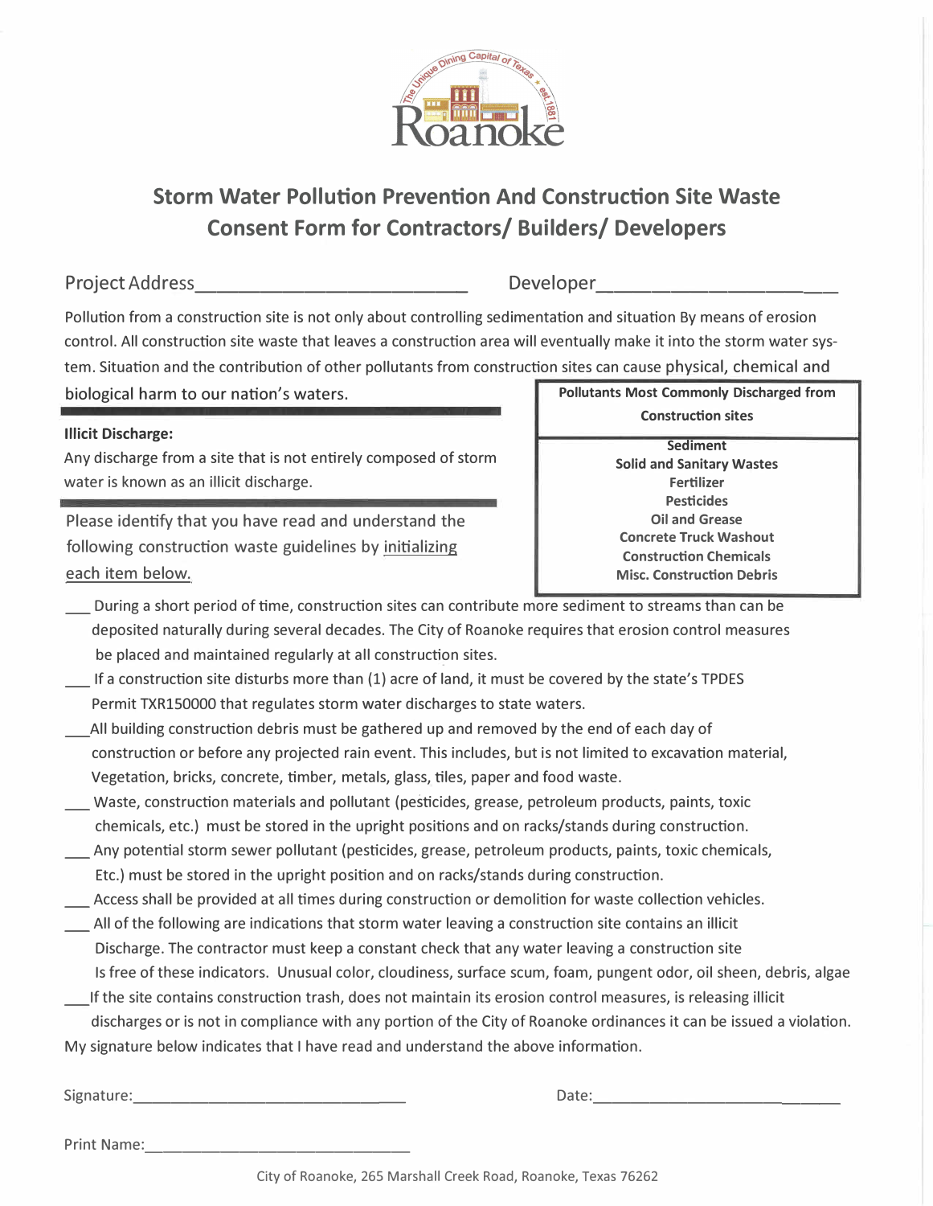# Storm Water Pollution Prevention And Construction Site Waste Consent Form for Contractors/ Builders/ Developers

Project Address___________________________ Developer______________________

Pollution from a construction site is not only about controlling sedimentation and situation By means of erosion control. All construction site waste that leaves a construction area will eventually make it into the storm water system. Situation and the contribution of other pollutants from construction sites can cause physical, chemical and biological harm to our nation's waters.

| Pollutants Most Commonly Discharged from Construction sites |
|---|
| Sediment |
| Solid and Sanitary Wastes |
| Fertilizer |
| Pesticides |
| Oil and Grease |
| Concrete Truck Washout |
| Construction Chemicals |
| Misc. Construction Debris |

**Illicit Discharge:**

Any discharge from a site that is not entirely composed of storm water is known as an illicit discharge.

Please identify that you have read and understand the following construction waste guidelines by initializing each item below.

___ During a short period of time, construction sites can contribute more sediment to streams than can be deposited naturally during several decades. The City of Roanoke requires that erosion control measures be placed and maintained regularly at all construction sites.

___ If a construction site disturbs more than (1) acre of land, it must be covered by the state's TPDES Permit TXR150000 that regulates storm water discharges to state waters.

___All building construction debris must be gathered up and removed by the end of each day of construction or before any projected rain event. This includes, but is not limited to excavation material, Vegetation, bricks, concrete, timber, metals, glass, tiles, paper and food waste.

___ Waste, construction materials and pollutant (pesticides, grease, petroleum products, paints, toxic chemicals, etc.) must be stored in the upright positions and on racks/stands during construction.

___ Any potential storm sewer pollutant (pesticides, grease, petroleum products, paints, toxic chemicals, Etc.) must be stored in the upright position and on racks/stands during construction.

___ Access shall be provided at all times during construction or demolition for waste collection vehicles.

___ All of the following are indications that storm water leaving a construction site contains an illicit Discharge. The contractor must keep a constant check that any water leaving a construction site Is free of these indicators. Unusual color, cloudiness, surface scum, foam, pungent odor, oil sheen, debris, algae

___If the site contains construction trash, does not maintain its erosion control measures, is releasing illicit discharges or is not in compliance with any portion of the City of Roanoke ordinances it can be issued a violation.

My signature below indicates that I have read and understand the above information.

Signature:_________________________________ Date:_____________________________

Print Name:_________________________________

City of Roanoke, 265 Marshall Creek Road, Roanoke, Texas 76262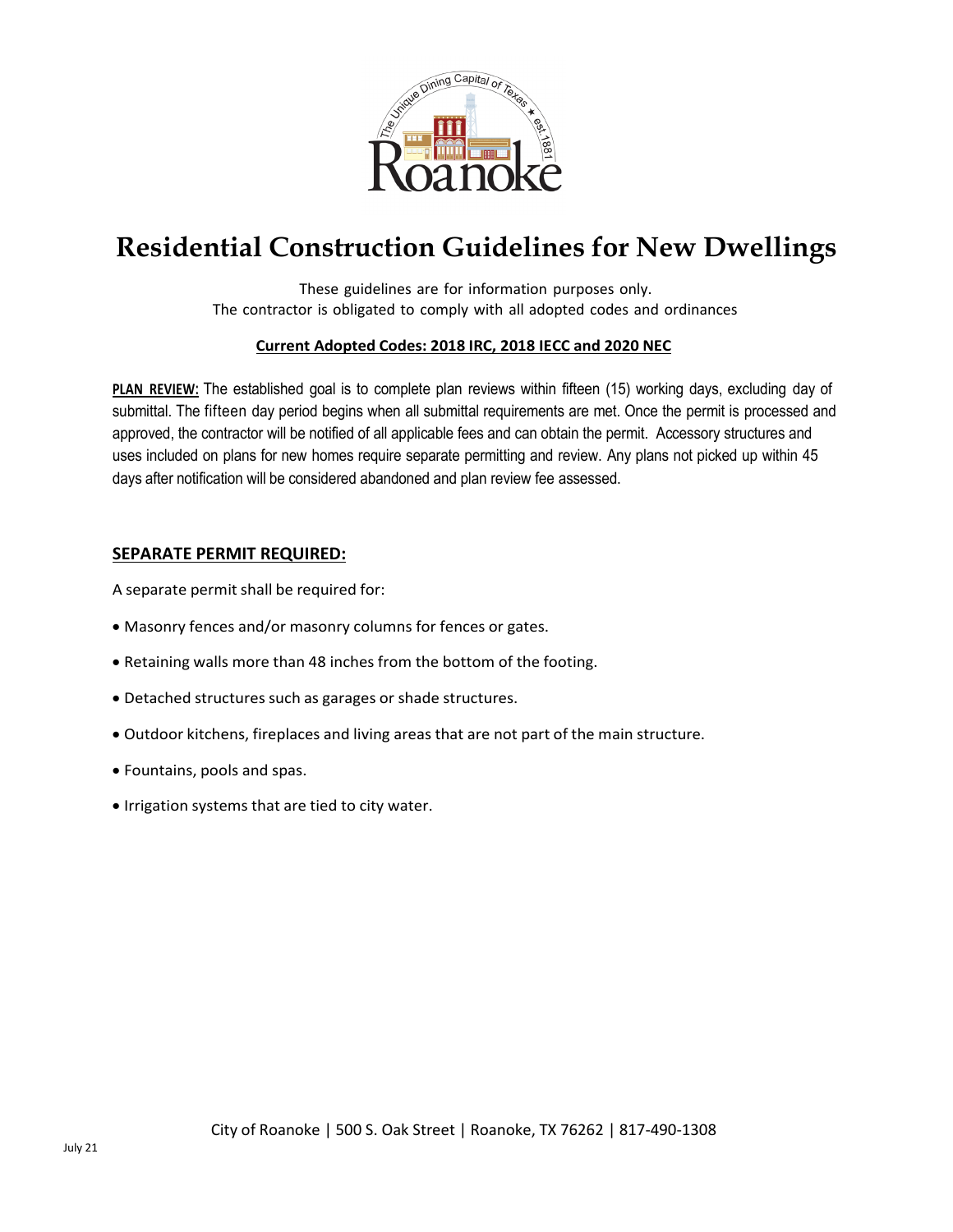# Residential Construction Guidelines for New Dwellings

These guidelines are for information purposes only.
The contractor is obligated to comply with all adopted codes and ordinances

**Current Adopted Codes: 2018 IRC, 2018 IECC and 2020 NEC**

**PLAN REVIEW:** The established goal is to complete plan reviews within fifteen (15) working days, excluding day of submittal. The fifteen day period begins when all submittal requirements are met. Once the permit is processed and approved, the contractor will be notified of all applicable fees and can obtain the permit. Accessory structures and uses included on plans for new homes require separate permitting and review. Any plans not picked up within 45 days after notification will be considered abandoned and plan review fee assessed.

## SEPARATE PERMIT REQUIRED:

A separate permit shall be required for:

- Masonry fences and/or masonry columns for fences or gates.
- Retaining walls more than 48 inches from the bottom of the footing.
- Detached structures such as garages or shade structures.
- Outdoor kitchens, fireplaces and living areas that are not part of the main structure.
- Fountains, pools and spas.
- Irrigation systems that are tied to city water.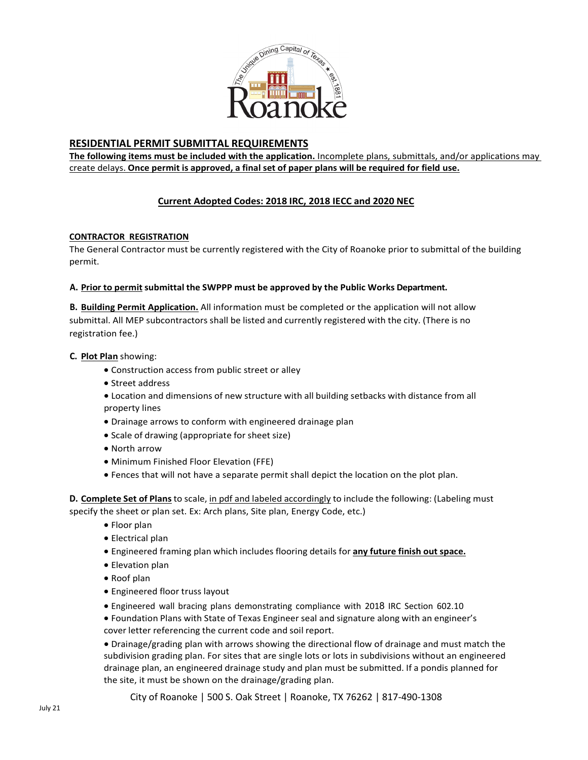## RESIDENTIAL PERMIT SUBMITTAL REQUIREMENTS

**The following items must be included with the application.** Incomplete plans, submittals, and/or applications may create delays. **Once permit is approved, a final set of paper plans will be required for field use.**

**Current Adopted Codes: 2018 IRC, 2018 IECC and 2020 NEC**

### CONTRACTOR REGISTRATION

The General Contractor must be currently registered with the City of Roanoke prior to submittal of the building permit.

**A. Prior to permit submittal the SWPPP must be approved by the Public Works Department.**

**B. Building Permit Application.** All information must be completed or the application will not allow submittal. All MEP subcontractors shall be listed and currently registered with the city. (There is no registration fee.)

**C. Plot Plan** showing:

- Construction access from public street or alley
- Street address
- Location and dimensions of new structure with all building setbacks with distance from all property lines
- Drainage arrows to conform with engineered drainage plan
- Scale of drawing (appropriate for sheet size)
- North arrow
- Minimum Finished Floor Elevation (FFE)
- Fences that will not have a separate permit shall depict the location on the plot plan.

**D. Complete Set of Plans** to scale, in pdf and labeled accordingly to include the following: (Labeling must specify the sheet or plan set. Ex: Arch plans, Site plan, Energy Code, etc.)

- Floor plan
- Electrical plan
- Engineered framing plan which includes flooring details for **any future finish out space.**
- Elevation plan
- Roof plan
- Engineered floor truss layout
- Engineered wall bracing plans demonstrating compliance with 2018 IRC Section 602.10
- Foundation Plans with State of Texas Engineer seal and signature along with an engineer's cover letter referencing the current code and soil report.
- Drainage/grading plan with arrows showing the directional flow of drainage and must match the subdivision grading plan. For sites that are single lots or lots in subdivisions without an engineered drainage plan, an engineered drainage study and plan must be submitted. If a pondis planned for the site, it must be shown on the drainage/grading plan.

City of Roanoke | 500 S. Oak Street | Roanoke, TX 76262 | 817-490-1308

July 21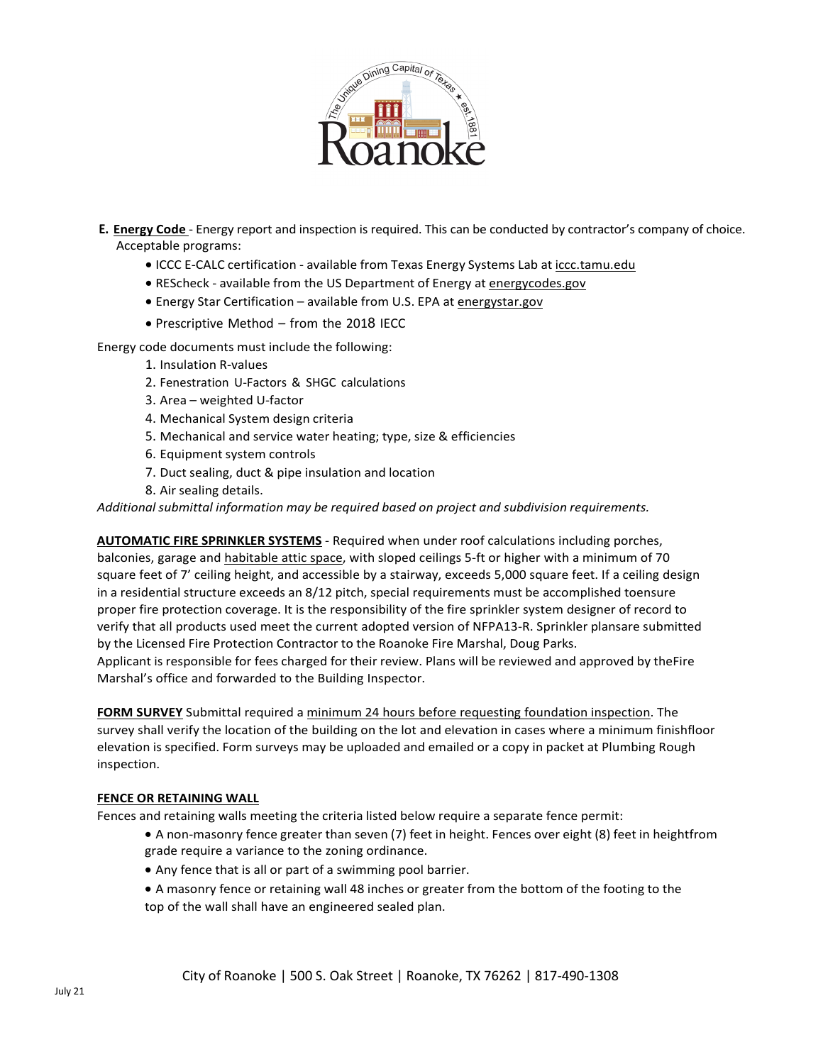**E. Energy Code** - Energy report and inspection is required. This can be conducted by contractor's company of choice. Acceptable programs:

- ICCC E-CALC certification - available from Texas Energy Systems Lab at iccc.tamu.edu
- REScheck - available from the US Department of Energy at energycodes.gov
- Energy Star Certification – available from U.S. EPA at energystar.gov
- Prescriptive Method – from the 2018 IECC

Energy code documents must include the following:

1. Insulation R-values
2. Fenestration U-Factors & SHGC calculations
3. Area – weighted U-factor
4. Mechanical System design criteria
5. Mechanical and service water heating; type, size & efficiencies
6. Equipment system controls
7. Duct sealing, duct & pipe insulation and location
8. Air sealing details.

*Additional submittal information may be required based on project and subdivision requirements.*

**AUTOMATIC FIRE SPRINKLER SYSTEMS** - Required when under roof calculations including porches, balconies, garage and habitable attic space, with sloped ceilings 5-ft or higher with a minimum of 70 square feet of 7' ceiling height, and accessible by a stairway, exceeds 5,000 square feet. If a ceiling design in a residential structure exceeds an 8/12 pitch, special requirements must be accomplished toensure proper fire protection coverage. It is the responsibility of the fire sprinkler system designer of record to verify that all products used meet the current adopted version of NFPA13-R. Sprinkler plansare submitted by the Licensed Fire Protection Contractor to the Roanoke Fire Marshal, Doug Parks.
Applicant is responsible for fees charged for their review. Plans will be reviewed and approved by theFire Marshal's office and forwarded to the Building Inspector.

**FORM SURVEY** Submittal required a minimum 24 hours before requesting foundation inspection. The survey shall verify the location of the building on the lot and elevation in cases where a minimum finishfloor elevation is specified. Form surveys may be uploaded and emailed or a copy in packet at Plumbing Rough inspection.

**FENCE OR RETAINING WALL**

Fences and retaining walls meeting the criteria listed below require a separate fence permit:

- A non-masonry fence greater than seven (7) feet in height. Fences over eight (8) feet in heightfrom grade require a variance to the zoning ordinance.
- Any fence that is all or part of a swimming pool barrier.
- A masonry fence or retaining wall 48 inches or greater from the bottom of the footing to the top of the wall shall have an engineered sealed plan.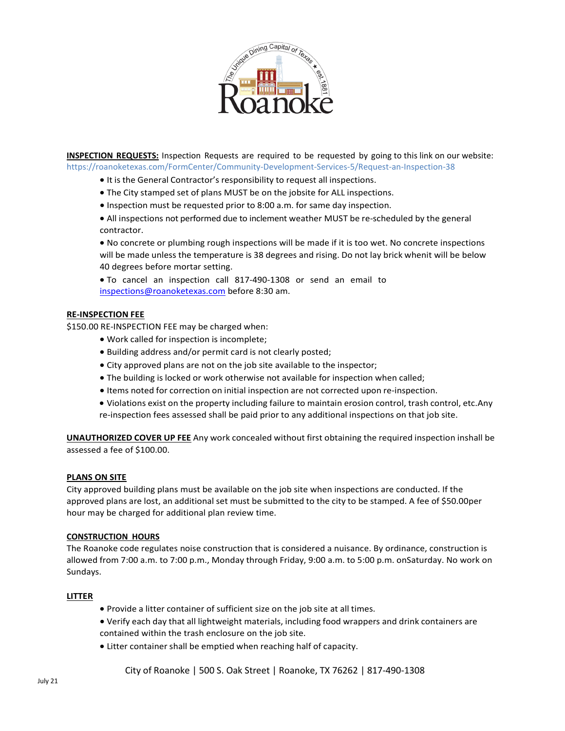**INSPECTION REQUESTS:** Inspection Requests are required to be requested by going to this link on our website: https://roanoketexas.com/FormCenter/Community-Development-Services-5/Request-an-Inspection-38

- It is the General Contractor's responsibility to request all inspections.
- The City stamped set of plans MUST be on the jobsite for ALL inspections.
- Inspection must be requested prior to 8:00 a.m. for same day inspection.
- All inspections not performed due to inclement weather MUST be re-scheduled by the general contractor.
- No concrete or plumbing rough inspections will be made if it is too wet. No concrete inspections will be made unless the temperature is 38 degrees and rising. Do not lay brick whenit will be below 40 degrees before mortar setting.
- To cancel an inspection call 817-490-1308 or send an email to inspections@roanoketexas.com before 8:30 am.

**RE-INSPECTION FEE**

$150.00 RE-INSPECTION FEE may be charged when:

- Work called for inspection is incomplete;
- Building address and/or permit card is not clearly posted;
- City approved plans are not on the job site available to the inspector;
- The building is locked or work otherwise not available for inspection when called;
- Items noted for correction on initial inspection are not corrected upon re-inspection.
- Violations exist on the property including failure to maintain erosion control, trash control, etc.Any re-inspection fees assessed shall be paid prior to any additional inspections on that job site.

**UNAUTHORIZED COVER UP FEE** Any work concealed without first obtaining the required inspection inshall be assessed a fee of $100.00.

**PLANS ON SITE**

City approved building plans must be available on the job site when inspections are conducted. If the approved plans are lost, an additional set must be submitted to the city to be stamped. A fee of $50.00per hour may be charged for additional plan review time.

**CONSTRUCTION HOURS**

The Roanoke code regulates noise construction that is considered a nuisance. By ordinance, construction is allowed from 7:00 a.m. to 7:00 p.m., Monday through Friday, 9:00 a.m. to 5:00 p.m. onSaturday. No work on Sundays.

**LITTER**

- Provide a litter container of sufficient size on the job site at all times.
- Verify each day that all lightweight materials, including food wrappers and drink containers are contained within the trash enclosure on the job site.
- Litter container shall be emptied when reaching half of capacity.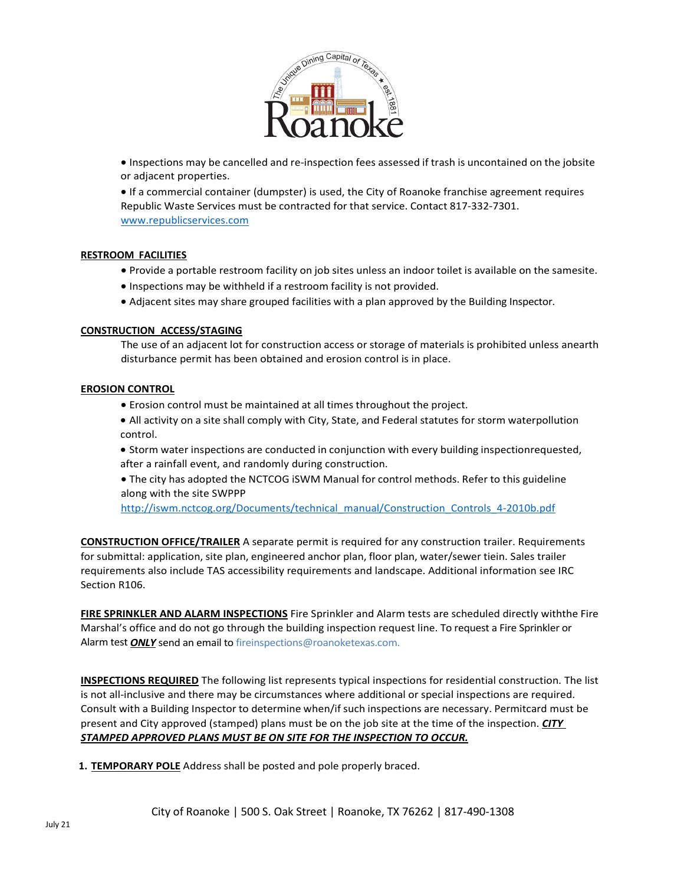- Inspections may be cancelled and re-inspection fees assessed if trash is uncontained on the jobsite or adjacent properties.
- If a commercial container (dumpster) is used, the City of Roanoke franchise agreement requires Republic Waste Services must be contracted for that service. Contact 817-332-7301. www.republicservices.com

**RESTROOM FACILITIES**

- Provide a portable restroom facility on job sites unless an indoor toilet is available on the samesite.
- Inspections may be withheld if a restroom facility is not provided.
- Adjacent sites may share grouped facilities with a plan approved by the Building Inspector.

**CONSTRUCTION ACCESS/STAGING**

The use of an adjacent lot for construction access or storage of materials is prohibited unless anearth disturbance permit has been obtained and erosion control is in place.

**EROSION CONTROL**

- Erosion control must be maintained at all times throughout the project.
- All activity on a site shall comply with City, State, and Federal statutes for storm waterpollution control.
- Storm water inspections are conducted in conjunction with every building inspectionrequested, after a rainfall event, and randomly during construction.
- The city has adopted the NCTCOG iSWM Manual for control methods. Refer to this guideline along with the site SWPPP http://iswm.nctcog.org/Documents/technical_manual/Construction_Controls_4-2010b.pdf

**CONSTRUCTION OFFICE/TRAILER** A separate permit is required for any construction trailer. Requirements for submittal: application, site plan, engineered anchor plan, floor plan, water/sewer tiein. Sales trailer requirements also include TAS accessibility requirements and landscape. Additional information see IRC Section R106.

**FIRE SPRINKLER AND ALARM INSPECTIONS** Fire Sprinkler and Alarm tests are scheduled directly withthe Fire Marshal's office and do not go through the building inspection request line. To request a Fire Sprinkler or Alarm test ***ONLY*** send an email to fireinspections@roanoketexas.com.

**INSPECTIONS REQUIRED** The following list represents typical inspections for residential construction. The list is not all-inclusive and there may be circumstances where additional or special inspections are required. Consult with a Building Inspector to determine when/if such inspections are necessary. Permitcard must be present and City approved (stamped) plans must be on the job site at the time of the inspection. ***CITY STAMPED APPROVED PLANS MUST BE ON SITE FOR THE INSPECTION TO OCCUR.***

1. **TEMPORARY POLE** Address shall be posted and pole properly braced.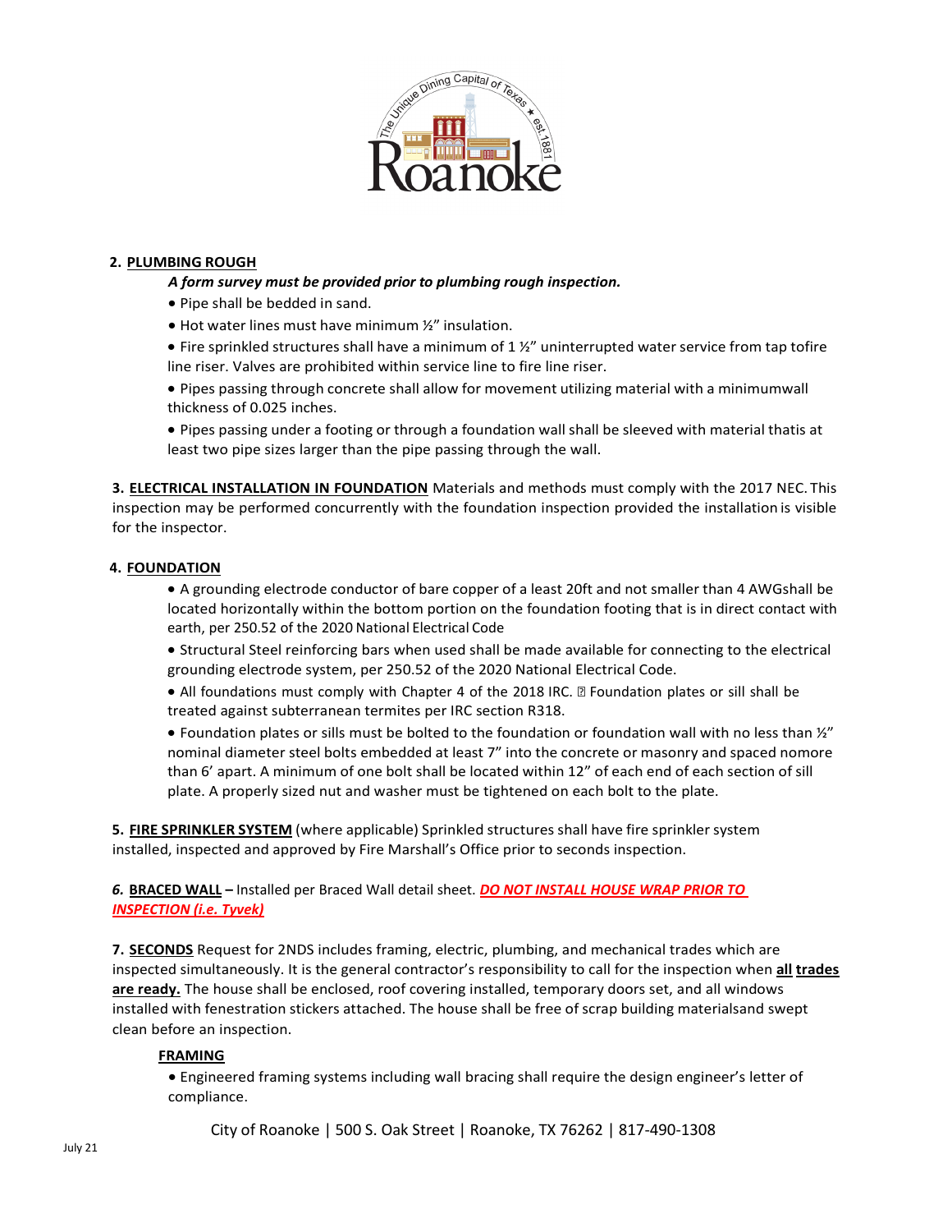**2. PLUMBING ROUGH**

***A form survey must be provided prior to plumbing rough inspection.***

- Pipe shall be bedded in sand.
- Hot water lines must have minimum ½" insulation.
- Fire sprinkled structures shall have a minimum of 1 ½" uninterrupted water service from tap tofire line riser. Valves are prohibited within service line to fire line riser.
- Pipes passing through concrete shall allow for movement utilizing material with a minimumwall thickness of 0.025 inches.
- Pipes passing under a footing or through a foundation wall shall be sleeved with material thatis at least two pipe sizes larger than the pipe passing through the wall.

**3. ELECTRICAL INSTALLATION IN FOUNDATION** Materials and methods must comply with the 2017 NEC. This inspection may be performed concurrently with the foundation inspection provided the installation is visible for the inspector.

**4. FOUNDATION**

- A grounding electrode conductor of bare copper of a least 20ft and not smaller than 4 AWGshall be located horizontally within the bottom portion on the foundation footing that is in direct contact with earth, per 250.52 of the 2020 National Electrical Code
- Structural Steel reinforcing bars when used shall be made available for connecting to the electrical grounding electrode system, per 250.52 of the 2020 National Electrical Code.
- All foundations must comply with Chapter 4 of the 2018 IRC. Foundation plates or sill shall be treated against subterranean termites per IRC section R318.
- Foundation plates or sills must be bolted to the foundation or foundation wall with no less than ½" nominal diameter steel bolts embedded at least 7" into the concrete or masonry and spaced nomore than 6' apart. A minimum of one bolt shall be located within 12" of each end of each section of sill plate. A properly sized nut and washer must be tightened on each bolt to the plate.

**5. FIRE SPRINKLER SYSTEM** (where applicable) Sprinkled structures shall have fire sprinkler system installed, inspected and approved by Fire Marshall's Office prior to seconds inspection.

***6.* BRACED WALL –** Installed per Braced Wall detail sheet. ***DO NOT INSTALL HOUSE WRAP PRIOR TO INSPECTION (i.e. Tyvek)***

**7. SECONDS** Request for 2NDS includes framing, electric, plumbing, and mechanical trades which are inspected simultaneously. It is the general contractor's responsibility to call for the inspection when **all trades are ready.** The house shall be enclosed, roof covering installed, temporary doors set, and all windows installed with fenestration stickers attached. The house shall be free of scrap building materialsand swept clean before an inspection.

**FRAMING**

- Engineered framing systems including wall bracing shall require the design engineer's letter of compliance.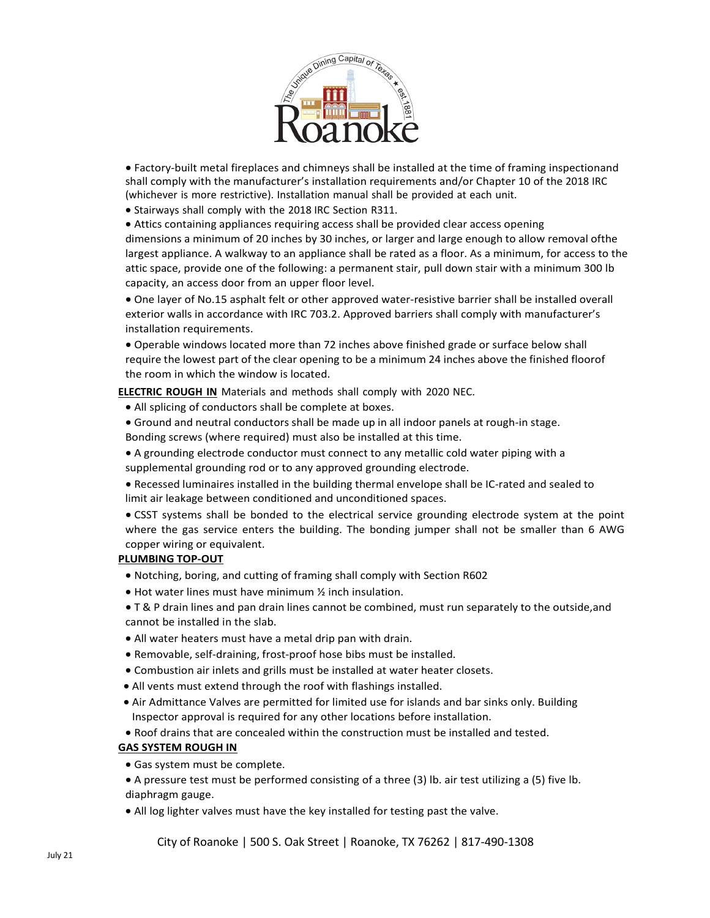- Factory-built metal fireplaces and chimneys shall be installed at the time of framing inspectionand shall comply with the manufacturer's installation requirements and/or Chapter 10 of the 2018 IRC (whichever is more restrictive). Installation manual shall be provided at each unit.
- Stairways shall comply with the 2018 IRC Section R311.
- Attics containing appliances requiring access shall be provided clear access opening dimensions a minimum of 20 inches by 30 inches, or larger and large enough to allow removal ofthe largest appliance. A walkway to an appliance shall be rated as a floor. As a minimum, for access to the attic space, provide one of the following: a permanent stair, pull down stair with a minimum 300 lb capacity, an access door from an upper floor level.
- One layer of No.15 asphalt felt or other approved water-resistive barrier shall be installed overall exterior walls in accordance with IRC 703.2. Approved barriers shall comply with manufacturer's installation requirements.
- Operable windows located more than 72 inches above finished grade or surface below shall require the lowest part of the clear opening to be a minimum 24 inches above the finished floorof the room in which the window is located.

**ELECTRIC ROUGH IN** Materials and methods shall comply with 2020 NEC.

- All splicing of conductors shall be complete at boxes.
- Ground and neutral conductors shall be made up in all indoor panels at rough-in stage. Bonding screws (where required) must also be installed at this time.
- A grounding electrode conductor must connect to any metallic cold water piping with a supplemental grounding rod or to any approved grounding electrode.
- Recessed luminaires installed in the building thermal envelope shall be IC-rated and sealed to limit air leakage between conditioned and unconditioned spaces.
- CSST systems shall be bonded to the electrical service grounding electrode system at the point where the gas service enters the building. The bonding jumper shall not be smaller than 6 AWG copper wiring or equivalent.

**PLUMBING TOP-OUT**

- Notching, boring, and cutting of framing shall comply with Section R602
- Hot water lines must have minimum ½ inch insulation.
- T & P drain lines and pan drain lines cannot be combined, must run separately to the outside,and cannot be installed in the slab.
- All water heaters must have a metal drip pan with drain.
- Removable, self-draining, frost-proof hose bibs must be installed.
- Combustion air inlets and grills must be installed at water heater closets.
- All vents must extend through the roof with flashings installed.
- Air Admittance Valves are permitted for limited use for islands and bar sinks only. Building Inspector approval is required for any other locations before installation.
- Roof drains that are concealed within the construction must be installed and tested.

**GAS SYSTEM ROUGH IN**

- Gas system must be complete.
- A pressure test must be performed consisting of a three (3) lb. air test utilizing a (5) five lb. diaphragm gauge.
- All log lighter valves must have the key installed for testing past the valve.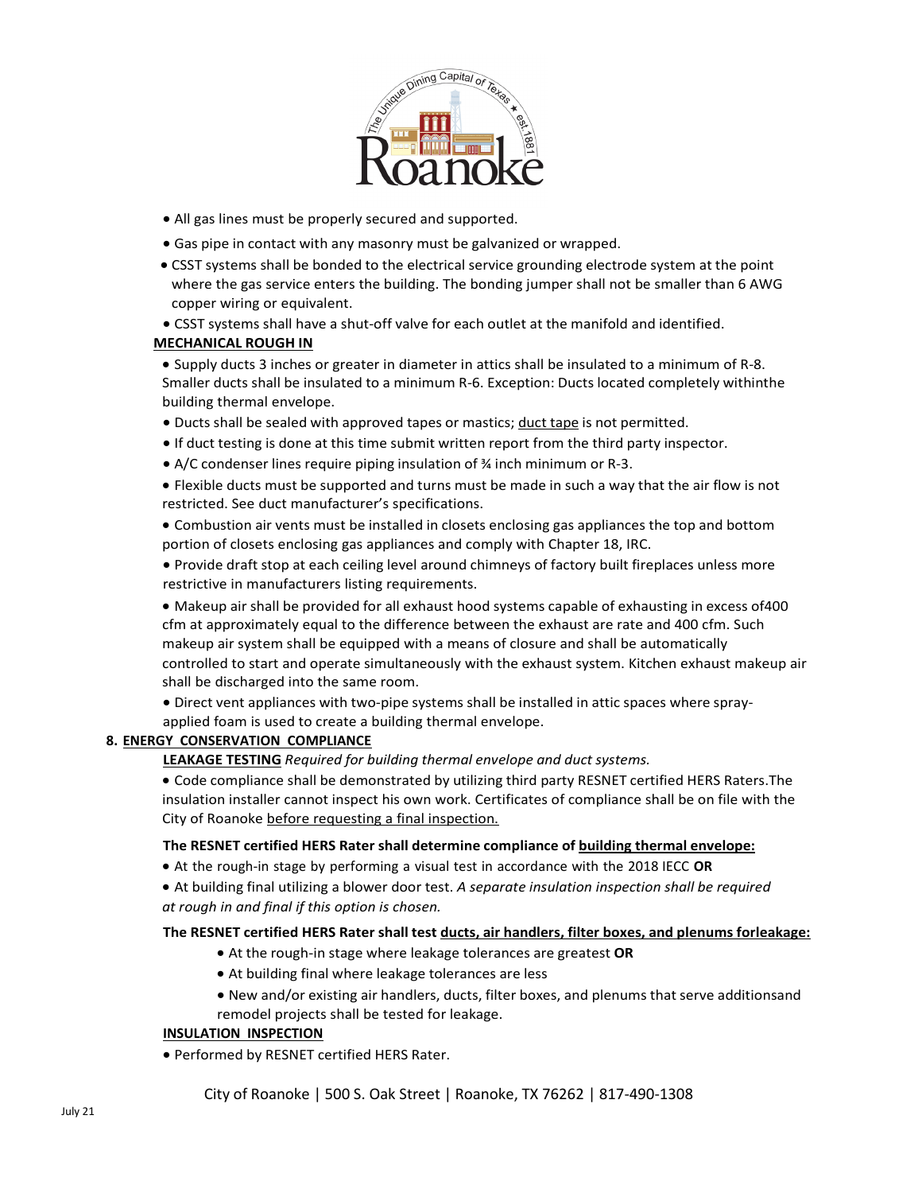- All gas lines must be properly secured and supported.
- Gas pipe in contact with any masonry must be galvanized or wrapped.
- CSST systems shall be bonded to the electrical service grounding electrode system at the point where the gas service enters the building. The bonding jumper shall not be smaller than 6 AWG copper wiring or equivalent.
- CSST systems shall have a shut-off valve for each outlet at the manifold and identified.

**MECHANICAL ROUGH IN**

- Supply ducts 3 inches or greater in diameter in attics shall be insulated to a minimum of R-8. Smaller ducts shall be insulated to a minimum R-6. Exception: Ducts located completely withinthe building thermal envelope.
- Ducts shall be sealed with approved tapes or mastics; duct tape is not permitted.
- If duct testing is done at this time submit written report from the third party inspector.
- A/C condenser lines require piping insulation of ¾ inch minimum or R-3.
- Flexible ducts must be supported and turns must be made in such a way that the air flow is not restricted. See duct manufacturer's specifications.
- Combustion air vents must be installed in closets enclosing gas appliances the top and bottom portion of closets enclosing gas appliances and comply with Chapter 18, IRC.
- Provide draft stop at each ceiling level around chimneys of factory built fireplaces unless more restrictive in manufacturers listing requirements.
- Makeup air shall be provided for all exhaust hood systems capable of exhausting in excess of400 cfm at approximately equal to the difference between the exhaust are rate and 400 cfm. Such makeup air system shall be equipped with a means of closure and shall be automatically controlled to start and operate simultaneously with the exhaust system. Kitchen exhaust makeup air shall be discharged into the same room.
- Direct vent appliances with two-pipe systems shall be installed in attic spaces where spray-applied foam is used to create a building thermal envelope.

**8. ENERGY CONSERVATION COMPLIANCE**

**LEAKAGE TESTING** *Required for building thermal envelope and duct systems.*

- Code compliance shall be demonstrated by utilizing third party RESNET certified HERS Raters.The insulation installer cannot inspect his own work. Certificates of compliance shall be on file with the City of Roanoke before requesting a final inspection.

**The RESNET certified HERS Rater shall determine compliance of building thermal envelope:**

- At the rough-in stage by performing a visual test in accordance with the 2018 IECC **OR**
- At building final utilizing a blower door test. *A separate insulation inspection shall be required at rough in and final if this option is chosen.*

**The RESNET certified HERS Rater shall test ducts, air handlers, filter boxes, and plenums forleakage:**

- At the rough-in stage where leakage tolerances are greatest **OR**
- At building final where leakage tolerances are less
- New and/or existing air handlers, ducts, filter boxes, and plenums that serve additionsand remodel projects shall be tested for leakage.

**INSULATION INSPECTION**

- Performed by RESNET certified HERS Rater.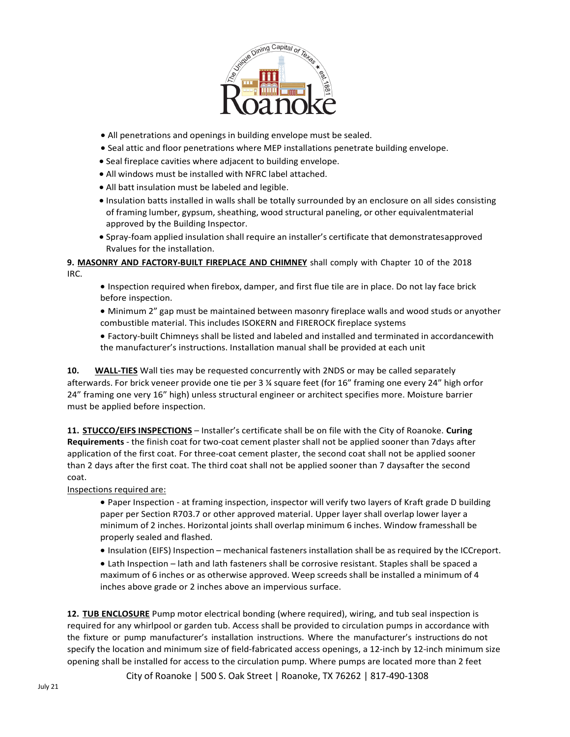- All penetrations and openings in building envelope must be sealed.
- Seal attic and floor penetrations where MEP installations penetrate building envelope.
- Seal fireplace cavities where adjacent to building envelope.
- All windows must be installed with NFRC label attached.
- All batt insulation must be labeled and legible.
- Insulation batts installed in walls shall be totally surrounded by an enclosure on all sides consisting of framing lumber, gypsum, sheathing, wood structural paneling, or other equivalentmaterial approved by the Building Inspector.
- Spray-foam applied insulation shall require an installer's certificate that demonstratesapproved Rvalues for the installation.

**9. <u>MASONRY AND FACTORY-BUILT FIREPLACE AND CHIMNEY</u>** shall comply with Chapter 10 of the 2018 IRC.

- Inspection required when firebox, damper, and first flue tile are in place. Do not lay face brick before inspection.
- Minimum 2" gap must be maintained between masonry fireplace walls and wood studs or anyother combustible material. This includes ISOKERN and FIREROCK fireplace systems
- Factory-built Chimneys shall be listed and labeled and installed and terminated in accordancewith the manufacturer's instructions. Installation manual shall be provided at each unit

**10. <u>WALL-TIES</u>** Wall ties may be requested concurrently with 2NDS or may be called separately afterwards. For brick veneer provide one tie per 3 ¼ square feet (for 16" framing one every 24" high orfor 24" framing one very 16" high) unless structural engineer or architect specifies more. Moisture barrier must be applied before inspection.

**11. <u>STUCCO/EIFS INSPECTIONS</u>** – Installer's certificate shall be on file with the City of Roanoke. **Curing Requirements** - the finish coat for two-coat cement plaster shall not be applied sooner than 7days after application of the first coat. For three-coat cement plaster, the second coat shall not be applied sooner than 2 days after the first coat. The third coat shall not be applied sooner than 7 daysafter the second coat.

<u>Inspections required are:</u>

- Paper Inspection - at framing inspection, inspector will verify two layers of Kraft grade D building paper per Section R703.7 or other approved material. Upper layer shall overlap lower layer a minimum of 2 inches. Horizontal joints shall overlap minimum 6 inches. Window framesshall be properly sealed and flashed.
- Insulation (EIFS) Inspection – mechanical fasteners installation shall be as required by the ICCreport.
- Lath Inspection – lath and lath fasteners shall be corrosive resistant. Staples shall be spaced a maximum of 6 inches or as otherwise approved. Weep screeds shall be installed a minimum of 4 inches above grade or 2 inches above an impervious surface.

**12. <u>TUB ENCLOSURE</u>** Pump motor electrical bonding (where required), wiring, and tub seal inspection is required for any whirlpool or garden tub. Access shall be provided to circulation pumps in accordance with the fixture or pump manufacturer's installation instructions. Where the manufacturer's instructions do not specify the location and minimum size of field-fabricated access openings, a 12-inch by 12-inch minimum size opening shall be installed for access to the circulation pump. Where pumps are located more than 2 feet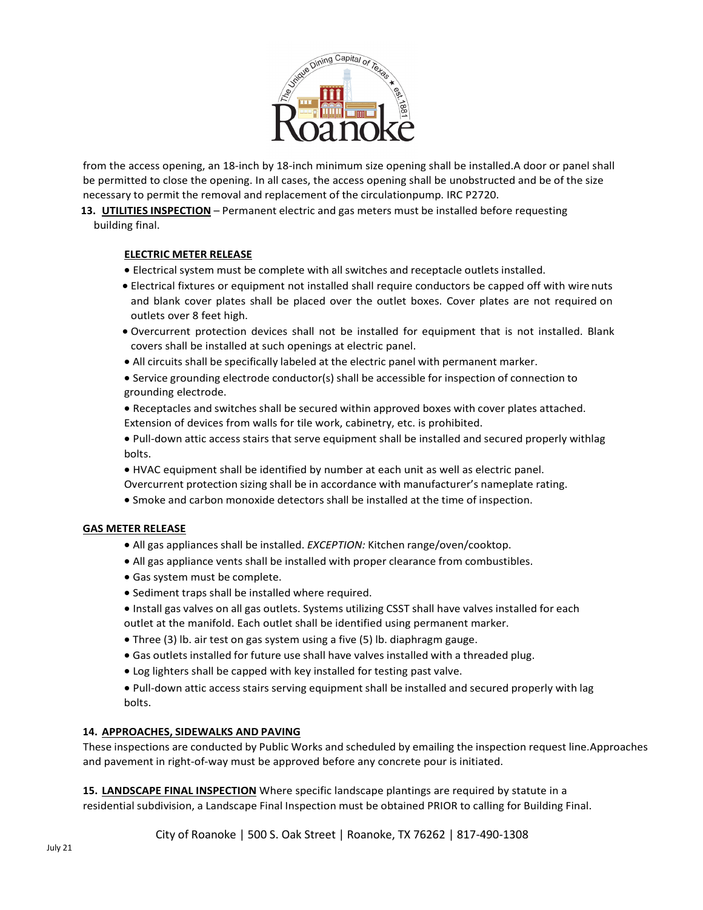from the access opening, an 18-inch by 18-inch minimum size opening shall be installed.A door or panel shall be permitted to close the opening. In all cases, the access opening shall be unobstructed and be of the size necessary to permit the removal and replacement of the circulationpump. IRC P2720.

**13. UTILITIES INSPECTION** – Permanent electric and gas meters must be installed before requesting building final.

**ELECTRIC METER RELEASE**

- Electrical system must be complete with all switches and receptacle outlets installed.
- Electrical fixtures or equipment not installed shall require conductors be capped off with wire nuts and blank cover plates shall be placed over the outlet boxes. Cover plates are not required on outlets over 8 feet high.
- Overcurrent protection devices shall not be installed for equipment that is not installed. Blank covers shall be installed at such openings at electric panel.
- All circuits shall be specifically labeled at the electric panel with permanent marker.
- Service grounding electrode conductor(s) shall be accessible for inspection of connection to grounding electrode.
- Receptacles and switches shall be secured within approved boxes with cover plates attached. Extension of devices from walls for tile work, cabinetry, etc. is prohibited.
- Pull-down attic access stairs that serve equipment shall be installed and secured properly withlag bolts.
- HVAC equipment shall be identified by number at each unit as well as electric panel. Overcurrent protection sizing shall be in accordance with manufacturer's nameplate rating.
- Smoke and carbon monoxide detectors shall be installed at the time of inspection.

**GAS METER RELEASE**

- All gas appliances shall be installed. *EXCEPTION:* Kitchen range/oven/cooktop.
- All gas appliance vents shall be installed with proper clearance from combustibles.
- Gas system must be complete.
- Sediment traps shall be installed where required.
- Install gas valves on all gas outlets. Systems utilizing CSST shall have valves installed for each outlet at the manifold. Each outlet shall be identified using permanent marker.
- Three (3) lb. air test on gas system using a five (5) lb. diaphragm gauge.
- Gas outlets installed for future use shall have valves installed with a threaded plug.
- Log lighters shall be capped with key installed for testing past valve.
- Pull-down attic access stairs serving equipment shall be installed and secured properly with lag bolts.

**14. APPROACHES, SIDEWALKS AND PAVING**

These inspections are conducted by Public Works and scheduled by emailing the inspection request line.Approaches and pavement in right-of-way must be approved before any concrete pour is initiated.

**15. LANDSCAPE FINAL INSPECTION** Where specific landscape plantings are required by statute in a residential subdivision, a Landscape Final Inspection must be obtained PRIOR to calling for Building Final.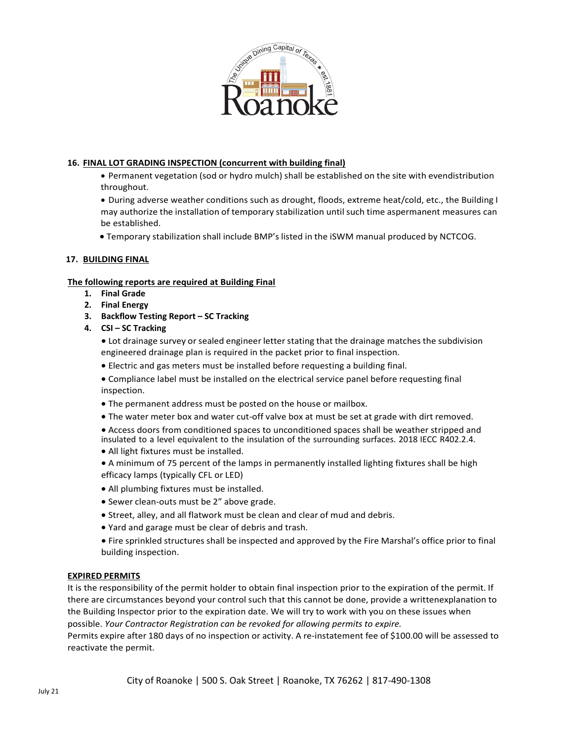### 16. FINAL LOT GRADING INSPECTION (concurrent with building final)

- Permanent vegetation (sod or hydro mulch) shall be established on the site with evendistribution throughout.
- During adverse weather conditions such as drought, floods, extreme heat/cold, etc., the Building I may authorize the installation of temporary stabilization until such time aspermanent measures can be established.
- Temporary stabilization shall include BMP's listed in the iSWM manual produced by NCTCOG.

### 17. BUILDING FINAL

**The following reports are required at Building Final**

1. **Final Grade**
2. **Final Energy**
3. **Backflow Testing Report – SC Tracking**
4. **CSI – SC Tracking**

- Lot drainage survey or sealed engineer letter stating that the drainage matches the subdivision engineered drainage plan is required in the packet prior to final inspection.
- Electric and gas meters must be installed before requesting a building final.
- Compliance label must be installed on the electrical service panel before requesting final inspection.
- The permanent address must be posted on the house or mailbox.
- The water meter box and water cut-off valve box at must be set at grade with dirt removed.
- Access doors from conditioned spaces to unconditioned spaces shall be weather stripped and insulated to a level equivalent to the insulation of the surrounding surfaces. 2018 IECC R402.2.4.
- All light fixtures must be installed.
- A minimum of 75 percent of the lamps in permanently installed lighting fixtures shall be high efficacy lamps (typically CFL or LED)
- All plumbing fixtures must be installed.
- Sewer clean-outs must be 2" above grade.
- Street, alley, and all flatwork must be clean and clear of mud and debris.
- Yard and garage must be clear of debris and trash.
- Fire sprinkled structures shall be inspected and approved by the Fire Marshal's office prior to final building inspection.

**EXPIRED PERMITS**

It is the responsibility of the permit holder to obtain final inspection prior to the expiration of the permit. If there are circumstances beyond your control such that this cannot be done, provide a writtenexplanation to the Building Inspector prior to the expiration date. We will try to work with you on these issues when possible. *Your Contractor Registration can be revoked for allowing permits to expire.*

Permits expire after 180 days of no inspection or activity. A re-instatement fee of $100.00 will be assessed to reactivate the permit.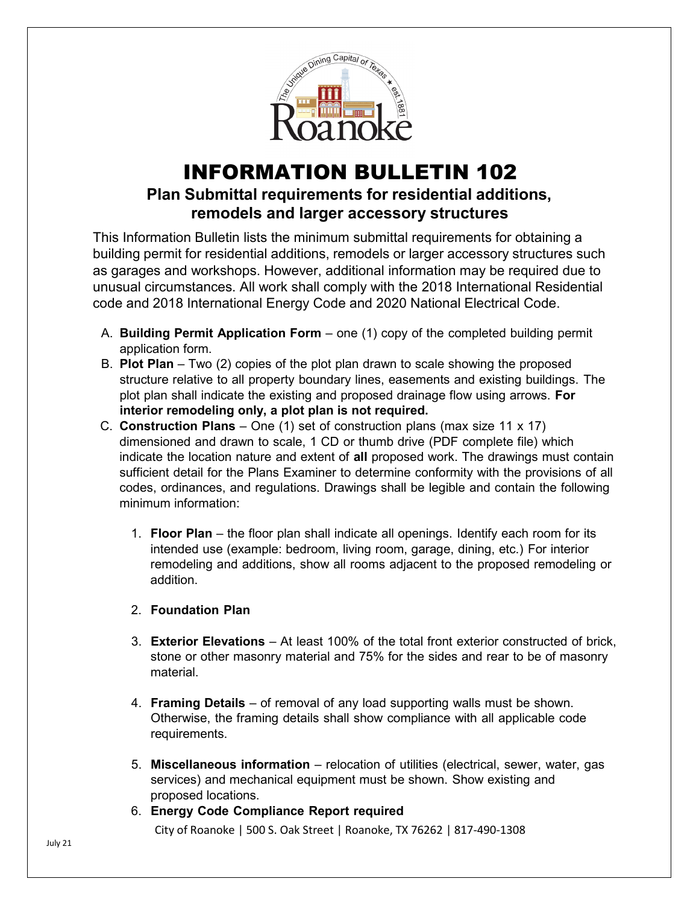# INFORMATION BULLETIN 102

## Plan Submittal requirements for residential additions, remodels and larger accessory structures

This Information Bulletin lists the minimum submittal requirements for obtaining a building permit for residential additions, remodels or larger accessory structures such as garages and workshops. However, additional information may be required due to unusual circumstances. All work shall comply with the 2018 International Residential code and 2018 International Energy Code and 2020 National Electrical Code.

A. **Building Permit Application Form** – one (1) copy of the completed building permit application form.

B. **Plot Plan** – Two (2) copies of the plot plan drawn to scale showing the proposed structure relative to all property boundary lines, easements and existing buildings. The plot plan shall indicate the existing and proposed drainage flow using arrows. **For interior remodeling only, a plot plan is not required.**

C. **Construction Plans** – One (1) set of construction plans (max size 11 x 17) dimensioned and drawn to scale, 1 CD or thumb drive (PDF complete file) which indicate the location nature and extent of **all** proposed work. The drawings must contain sufficient detail for the Plans Examiner to determine conformity with the provisions of all codes, ordinances, and regulations. Drawings shall be legible and contain the following minimum information:

   1. **Floor Plan** – the floor plan shall indicate all openings. Identify each room for its intended use (example: bedroom, living room, garage, dining, etc.) For interior remodeling and additions, show all rooms adjacent to the proposed remodeling or addition.

   2. **Foundation Plan**

   3. **Exterior Elevations** – At least 100% of the total front exterior constructed of brick, stone or other masonry material and 75% for the sides and rear to be of masonry material.

   4. **Framing Details** – of removal of any load supporting walls must be shown. Otherwise, the framing details shall show compliance with all applicable code requirements.

   5. **Miscellaneous information** – relocation of utilities (electrical, sewer, water, gas services) and mechanical equipment must be shown. Show existing and proposed locations.

   6. **Energy Code Compliance Report required**

City of Roanoke | 500 S. Oak Street | Roanoke, TX 76262 | 817-490-1308

July 21